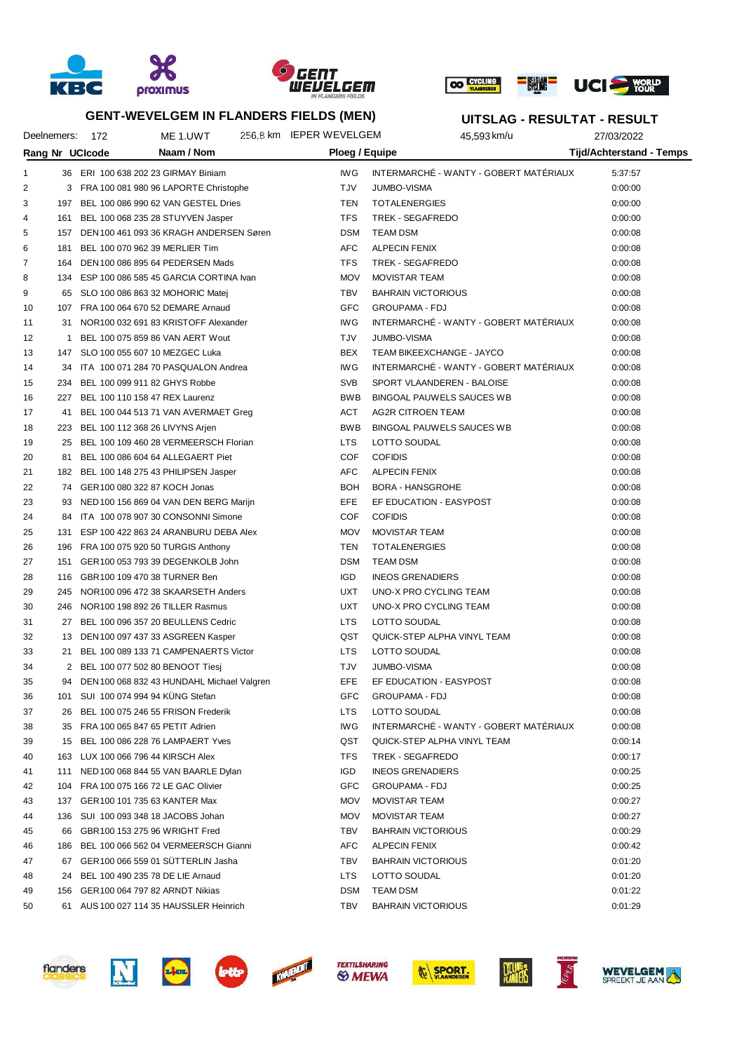## GENT-WEVELGEM IN FLANDERS FIELDS (MEN)

## UITSLAG - RESULTAT - RESULT

Deelnemers: 172 | ME 1.UWT | 256,8 km IEPER WEVELGEM | 45,593 km/u | 27/03/2022

| Rang | Nr | UCIcode | Naam / Nom | Ploeg / Equipe | | Tijd/Achterstand - Temps |
|---|---|---|---|---|---|---|
| 1 | 36 | ERI 100 638 202 23 | GIRMAY Biniam | IWG | INTERMARCHÉ - WANTY - GOBERT MATÉRIAUX | 5:37:57 |
| 2 | 3 | FRA 100 081 980 96 | LAPORTE Christophe | TJV | JUMBO-VISMA | 0:00:00 |
| 3 | 197 | BEL 100 086 990 62 | VAN GESTEL Dries | TEN | TOTALENERGIES | 0:00:00 |
| 4 | 161 | BEL 100 068 235 28 | STUYVEN Jasper | TFS | TREK - SEGAFREDO | 0:00:00 |
| 5 | 157 | DEN 100 461 093 36 | KRAGH ANDERSEN Søren | DSM | TEAM DSM | 0:00:08 |
| 6 | 181 | BEL 100 070 962 39 | MERLIER Tim | AFC | ALPECIN FENIX | 0:00:08 |
| 7 | 164 | DEN 100 086 895 64 | PEDERSEN Mads | TFS | TREK - SEGAFREDO | 0:00:08 |
| 8 | 134 | ESP 100 086 585 45 | GARCIA CORTINA Ivan | MOV | MOVISTAR TEAM | 0:00:08 |
| 9 | 65 | SLO 100 086 863 32 | MOHORIC Matej | TBV | BAHRAIN VICTORIOUS | 0:00:08 |
| 10 | 107 | FRA 100 064 670 52 | DEMARE Arnaud | GFC | GROUPAMA - FDJ | 0:00:08 |
| 11 | 31 | NOR 100 032 691 83 | KRISTOFF Alexander | IWG | INTERMARCHÉ - WANTY - GOBERT MATÉRIAUX | 0:00:08 |
| 12 | 1 | BEL 100 075 859 86 | VAN AERT Wout | TJV | JUMBO-VISMA | 0:00:08 |
| 13 | 147 | SLO 100 055 607 10 | MEZGEC Luka | BEX | TEAM BIKEEXCHANGE - JAYCO | 0:00:08 |
| 14 | 34 | ITA 100 071 284 70 | PASQUALON Andrea | IWG | INTERMARCHÉ - WANTY - GOBERT MATÉRIAUX | 0:00:08 |
| 15 | 234 | BEL 100 099 911 82 | GHYS Robbe | SVB | SPORT VLAANDEREN - BALOISE | 0:00:08 |
| 16 | 227 | BEL 100 110 158 47 | REX Laurenz | BWB | BINGOAL PAUWELS SAUCES WB | 0:00:08 |
| 17 | 41 | BEL 100 044 513 71 | VAN AVERMAET Greg | ACT | AG2R CITROEN TEAM | 0:00:08 |
| 18 | 223 | BEL 100 112 368 26 | LIVYNS Arjen | BWB | BINGOAL PAUWELS SAUCES WB | 0:00:08 |
| 19 | 25 | BEL 100 109 460 28 | VERMEERSCH Florian | LTS | LOTTO SOUDAL | 0:00:08 |
| 20 | 81 | BEL 100 086 604 64 | ALLEGAERT Piet | COF | COFIDIS | 0:00:08 |
| 21 | 182 | BEL 100 148 275 43 | PHILIPSEN Jasper | AFC | ALPECIN FENIX | 0:00:08 |
| 22 | 74 | GER 100 080 322 87 | KOCH Jonas | BOH | BORA - HANSGROHE | 0:00:08 |
| 23 | 93 | NED 100 156 869 04 | VAN DEN BERG Marijn | EFE | EF EDUCATION - EASYPOST | 0:00:08 |
| 24 | 84 | ITA 100 078 907 30 | CONSONNI Simone | COF | COFIDIS | 0:00:08 |
| 25 | 131 | ESP 100 422 863 24 | ARANBURU DEBA Alex | MOV | MOVISTAR TEAM | 0:00:08 |
| 26 | 196 | FRA 100 075 920 50 | TURGIS Anthony | TEN | TOTALENERGIES | 0:00:08 |
| 27 | 151 | GER 100 053 793 39 | DEGENKOLB John | DSM | TEAM DSM | 0:00:08 |
| 28 | 116 | GBR 100 109 470 38 | TURNER Ben | IGD | INEOS GRENADIERS | 0:00:08 |
| 29 | 245 | NOR 100 096 472 38 | SKAARSETH Anders | UXT | UNO-X PRO CYCLING TEAM | 0:00:08 |
| 30 | 246 | NOR 100 198 892 26 | TILLER Rasmus | UXT | UNO-X PRO CYCLING TEAM | 0:00:08 |
| 31 | 27 | BEL 100 096 357 20 | BEULLENS Cedric | LTS | LOTTO SOUDAL | 0:00:08 |
| 32 | 13 | DEN 100 097 437 33 | ASGREEN Kasper | QST | QUICK-STEP ALPHA VINYL TEAM | 0:00:08 |
| 33 | 21 | BEL 100 089 133 71 | CAMPENAERTS Victor | LTS | LOTTO SOUDAL | 0:00:08 |
| 34 | 2 | BEL 100 077 502 80 | BENOOT Tiesj | TJV | JUMBO-VISMA | 0:00:08 |
| 35 | 94 | DEN 100 068 832 43 | HUNDAHL Michael Valgren | EFE | EF EDUCATION - EASYPOST | 0:00:08 |
| 36 | 101 | SUI 100 074 994 94 | KÜNG Stefan | GFC | GROUPAMA - FDJ | 0:00:08 |
| 37 | 26 | BEL 100 075 246 55 | FRISON Frederik | LTS | LOTTO SOUDAL | 0:00:08 |
| 38 | 35 | FRA 100 065 847 65 | PETIT Adrien | IWG | INTERMARCHÉ - WANTY - GOBERT MATÉRIAUX | 0:00:08 |
| 39 | 15 | BEL 100 086 228 76 | LAMPAERT Yves | QST | QUICK-STEP ALPHA VINYL TEAM | 0:00:14 |
| 40 | 163 | LUX 100 066 796 44 | KIRSCH Alex | TFS | TREK - SEGAFREDO | 0:00:17 |
| 41 | 111 | NED 100 068 844 55 | VAN BAARLE Dylan | IGD | INEOS GRENADIERS | 0:00:25 |
| 42 | 104 | FRA 100 075 166 72 | LE GAC Olivier | GFC | GROUPAMA - FDJ | 0:00:25 |
| 43 | 137 | GER 100 101 735 63 | KANTER Max | MOV | MOVISTAR TEAM | 0:00:27 |
| 44 | 136 | SUI 100 093 348 18 | JACOBS Johan | MOV | MOVISTAR TEAM | 0:00:27 |
| 45 | 66 | GBR 100 153 275 96 | WRIGHT Fred | TBV | BAHRAIN VICTORIOUS | 0:00:29 |
| 46 | 186 | BEL 100 066 562 04 | VERMEERSCH Gianni | AFC | ALPECIN FENIX | 0:00:42 |
| 47 | 67 | GER 100 066 559 01 | SÜTTERLIN Jasha | TBV | BAHRAIN VICTORIOUS | 0:01:20 |
| 48 | 24 | BEL 100 490 235 78 | DE LIE Arnaud | LTS | LOTTO SOUDAL | 0:01:20 |
| 49 | 156 | GER 100 064 797 82 | ARNDT Nikias | DSM | TEAM DSM | 0:01:22 |
| 50 | 61 | AUS 100 027 114 35 | HAUSSLER Heinrich | TBV | BAHRAIN VICTORIOUS | 0:01:29 |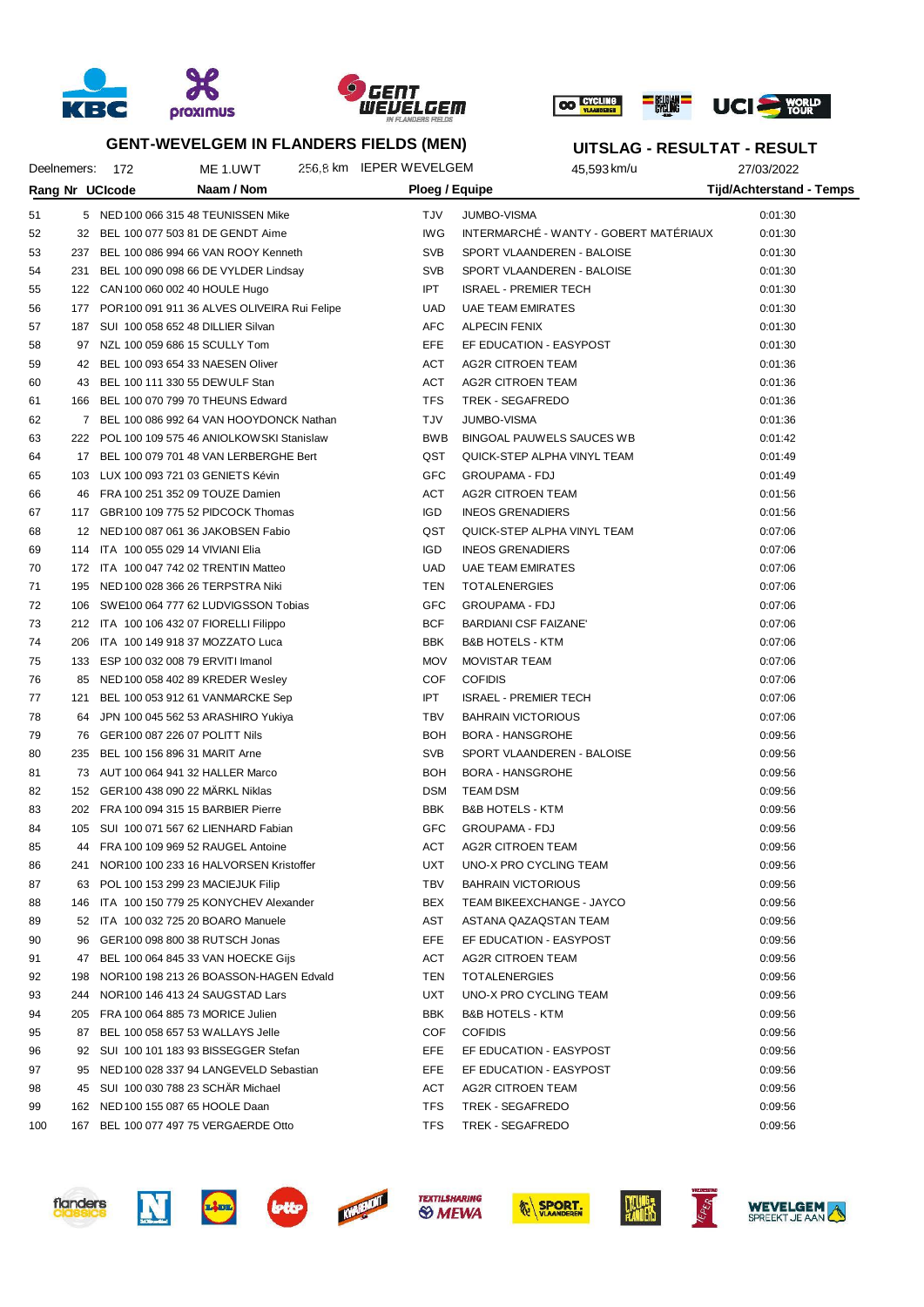## GENT-WEVELGEM IN FLANDERS FIELDS (MEN)

## UITSLAG - RESULTAT - RESULT

Deelnemers: 172 | ME 1.UWT | 256,8 km IEPER WEVELGEM | 45,593 km/u | 27/03/2022

| Rang | Nr | UCIcode | Naam / Nom | Ploeg / Equipe | | Tijd/Achterstand - Temps |
|---|---|---|---|---|---|---|
| 51 | 5 | NED 100 066 315 48 | TEUNISSEN Mike | TJV | JUMBO-VISMA | 0:01:30 |
| 52 | 32 | BEL 100 077 503 81 | DE GENDT Aime | IWG | INTERMARCHÉ - WANTY - GOBERT MATÉRIAUX | 0:01:30 |
| 53 | 237 | BEL 100 086 994 66 | VAN ROOY Kenneth | SVB | SPORT VLAANDEREN - BALOISE | 0:01:30 |
| 54 | 231 | BEL 100 090 098 66 | DE VYLDER Lindsay | SVB | SPORT VLAANDEREN - BALOISE | 0:01:30 |
| 55 | 122 | CAN 100 060 002 40 | HOULE Hugo | IPT | ISRAEL - PREMIER TECH | 0:01:30 |
| 56 | 177 | POR 100 091 911 36 | ALVES OLIVEIRA Rui Felipe | UAD | UAE TEAM EMIRATES | 0:01:30 |
| 57 | 187 | SUI 100 058 652 48 | DILLIER Silvan | AFC | ALPECIN FENIX | 0:01:30 |
| 58 | 97 | NZL 100 059 686 15 | SCULLY Tom | EFE | EF EDUCATION - EASYPOST | 0:01:30 |
| 59 | 42 | BEL 100 093 654 33 | NAESEN Oliver | ACT | AG2R CITROEN TEAM | 0:01:36 |
| 60 | 43 | BEL 100 111 330 55 | DEWULF Stan | ACT | AG2R CITROEN TEAM | 0:01:36 |
| 61 | 166 | BEL 100 070 799 70 | THEUNS Edward | TFS | TREK - SEGAFREDO | 0:01:36 |
| 62 | 7 | BEL 100 086 992 64 | VAN HOOYDONCK Nathan | TJV | JUMBO-VISMA | 0:01:36 |
| 63 | 222 | POL 100 109 575 46 | ANIOLKOWSKI Stanislaw | BWB | BINGOAL PAUWELS SAUCES WB | 0:01:42 |
| 64 | 17 | BEL 100 079 701 48 | VAN LERBERGHE Bert | QST | QUICK-STEP ALPHA VINYL TEAM | 0:01:49 |
| 65 | 103 | LUX 100 093 721 03 | GENIETS Kévin | GFC | GROUPAMA - FDJ | 0:01:49 |
| 66 | 46 | FRA 100 251 352 09 | TOUZE Damien | ACT | AG2R CITROEN TEAM | 0:01:56 |
| 67 | 117 | GBR 100 109 775 52 | PIDCOCK Thomas | IGD | INEOS GRENADIERS | 0:01:56 |
| 68 | 12 | NED 100 087 061 36 | JAKOBSEN Fabio | QST | QUICK-STEP ALPHA VINYL TEAM | 0:07:06 |
| 69 | 114 | ITA 100 055 029 14 | VIVIANI Elia | IGD | INEOS GRENADIERS | 0:07:06 |
| 70 | 172 | ITA 100 047 742 02 | TRENTIN Matteo | UAD | UAE TEAM EMIRATES | 0:07:06 |
| 71 | 195 | NED 100 028 366 26 | TERPSTRA Niki | TEN | TOTALENERGIES | 0:07:06 |
| 72 | 106 | SWE 100 064 777 62 | LUDVIGSSON Tobias | GFC | GROUPAMA - FDJ | 0:07:06 |
| 73 | 212 | ITA 100 106 432 07 | FIORELLI Filippo | BCF | BARDIANI CSF FAIZANE' | 0:07:06 |
| 74 | 206 | ITA 100 149 918 37 | MOZZATO Luca | BBK | B&B HOTELS - KTM | 0:07:06 |
| 75 | 133 | ESP 100 032 008 79 | ERVITI Imanol | MOV | MOVISTAR TEAM | 0:07:06 |
| 76 | 85 | NED 100 058 402 89 | KREDER Wesley | COF | COFIDIS | 0:07:06 |
| 77 | 121 | BEL 100 053 912 61 | VANMARCKE Sep | IPT | ISRAEL - PREMIER TECH | 0:07:06 |
| 78 | 64 | JPN 100 045 562 53 | ARASHIRO Yukiya | TBV | BAHRAIN VICTORIOUS | 0:07:06 |
| 79 | 76 | GER 100 087 226 07 | POLITT Nils | BOH | BORA - HANSGROHE | 0:09:56 |
| 80 | 235 | BEL 100 156 896 31 | MARIT Arne | SVB | SPORT VLAANDEREN - BALOISE | 0:09:56 |
| 81 | 73 | AUT 100 064 941 32 | HALLER Marco | BOH | BORA - HANSGROHE | 0:09:56 |
| 82 | 152 | GER 100 438 090 22 | MÄRKL Niklas | DSM | TEAM DSM | 0:09:56 |
| 83 | 202 | FRA 100 094 315 15 | BARBIER Pierre | BBK | B&B HOTELS - KTM | 0:09:56 |
| 84 | 105 | SUI 100 071 567 62 | LIENHARD Fabian | GFC | GROUPAMA - FDJ | 0:09:56 |
| 85 | 44 | FRA 100 109 969 52 | RAUGEL Antoine | ACT | AG2R CITROEN TEAM | 0:09:56 |
| 86 | 241 | NOR 100 100 233 16 | HALVORSEN Kristoffer | UXT | UNO-X PRO CYCLING TEAM | 0:09:56 |
| 87 | 63 | POL 100 153 299 23 | MACIEJUK Filip | TBV | BAHRAIN VICTORIOUS | 0:09:56 |
| 88 | 146 | ITA 100 150 779 25 | KONYCHEV Alexander | BEX | TEAM BIKEEXCHANGE - JAYCO | 0:09:56 |
| 89 | 52 | ITA 100 032 725 20 | BOARO Manuele | AST | ASTANA QAZAQSTAN TEAM | 0:09:56 |
| 90 | 96 | GER 100 098 800 38 | RUTSCH Jonas | EFE | EF EDUCATION - EASYPOST | 0:09:56 |
| 91 | 47 | BEL 100 064 845 33 | VAN HOECKE Gijs | ACT | AG2R CITROEN TEAM | 0:09:56 |
| 92 | 198 | NOR 100 198 213 26 | BOASSON-HAGEN Edvald | TEN | TOTALENERGIES | 0:09:56 |
| 93 | 244 | NOR 100 146 413 24 | SAUGSTAD Lars | UXT | UNO-X PRO CYCLING TEAM | 0:09:56 |
| 94 | 205 | FRA 100 064 885 73 | MORICE Julien | BBK | B&B HOTELS - KTM | 0:09:56 |
| 95 | 87 | BEL 100 058 657 53 | WALLAYS Jelle | COF | COFIDIS | 0:09:56 |
| 96 | 92 | SUI 100 101 183 93 | BISSEGGER Stefan | EFE | EF EDUCATION - EASYPOST | 0:09:56 |
| 97 | 95 | NED 100 028 337 94 | LANGEVELD Sebastian | EFE | EF EDUCATION - EASYPOST | 0:09:56 |
| 98 | 45 | SUI 100 030 788 23 | SCHÄR Michael | ACT | AG2R CITROEN TEAM | 0:09:56 |
| 99 | 162 | NED 100 155 087 65 | HOOLE Daan | TFS | TREK - SEGAFREDO | 0:09:56 |
| 100 | 167 | BEL 100 077 497 75 | VERGAERDE Otto | TFS | TREK - SEGAFREDO | 0:09:56 |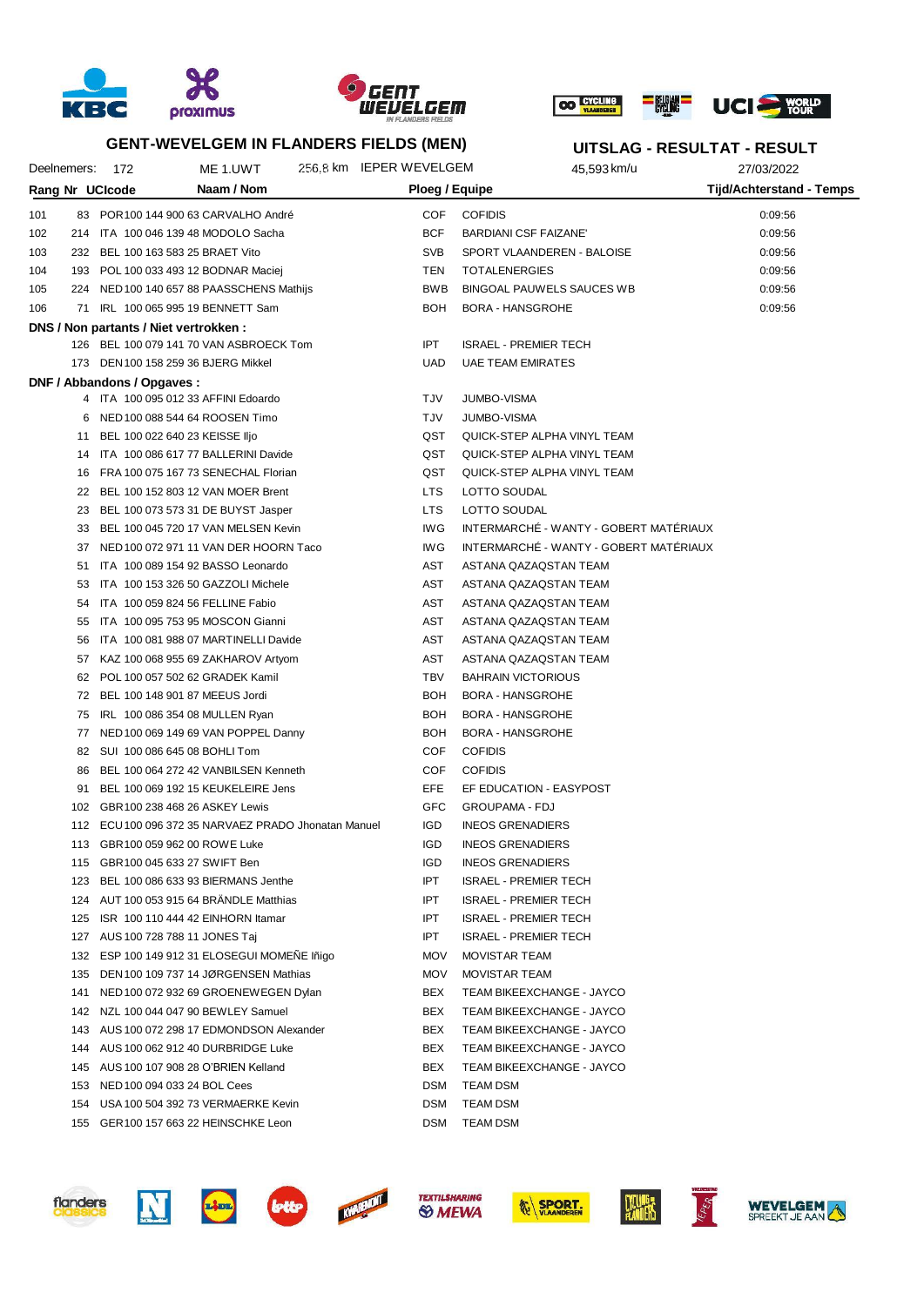## GENT-WEVELGEM IN FLANDERS FIELDS (MEN)

## UITSLAG - RESULTAT - RESULT

Deelnemers: 172 | ME 1.UWT | 256,8 km IEPER WEVELGEM | 45,593 km/u | 27/03/2022

| Rang | Nr | UCIcode | Naam / Nom | Ploeg / Equipe | | Tijd/Achterstand - Temps |
|---|---|---|---|---|---|---|
| 101 | 83 | POR 100 144 900 63 | CARVALHO André | COF | COFIDIS | 0:09:56 |
| 102 | 214 | ITA 100 046 139 48 | MODOLO Sacha | BCF | BARDIANI CSF FAIZANE' | 0:09:56 |
| 103 | 232 | BEL 100 163 583 25 | BRAET Vito | SVB | SPORT VLAANDEREN - BALOISE | 0:09:56 |
| 104 | 193 | POL 100 033 493 12 | BODNAR Maciej | TEN | TOTALENERGIES | 0:09:56 |
| 105 | 224 | NED 100 140 657 88 | PAASSCHENS Mathijs | BWB | BINGOAL PAUWELS SAUCES WB | 0:09:56 |
| 106 | 71 | IRL 100 065 995 19 | BENNETT Sam | BOH | BORA - HANSGROHE | 0:09:56 |

**DNS / Non partants / Niet vertrokken :**

| Nr | UCIcode | Naam / Nom | Ploeg / Equipe | |
|---|---|---|---|---|
| 126 | BEL 100 079 141 70 | VAN ASBROECK Tom | IPT | ISRAEL - PREMIER TECH |
| 173 | DEN 100 158 259 36 | BJERG Mikkel | UAD | UAE TEAM EMIRATES |

**DNF / Abbandons / Opgaves :**

| Nr | UCIcode | Naam / Nom | Ploeg / Equipe | |
|---|---|---|---|---|
| 4 | ITA 100 095 012 33 | AFFINI Edoardo | TJV | JUMBO-VISMA |
| 6 | NED 100 088 544 64 | ROOSEN Timo | TJV | JUMBO-VISMA |
| 11 | BEL 100 022 640 23 | KEISSE Iljo | QST | QUICK-STEP ALPHA VINYL TEAM |
| 14 | ITA 100 086 617 77 | BALLERINI Davide | QST | QUICK-STEP ALPHA VINYL TEAM |
| 16 | FRA 100 075 167 73 | SENECHAL Florian | QST | QUICK-STEP ALPHA VINYL TEAM |
| 22 | BEL 100 152 803 12 | VAN MOER Brent | LTS | LOTTO SOUDAL |
| 23 | BEL 100 073 573 31 | DE BUYST Jasper | LTS | LOTTO SOUDAL |
| 33 | BEL 100 045 720 17 | VAN MELSEN Kevin | IWG | INTERMARCHÉ - WANTY - GOBERT MATÉRIAUX |
| 37 | NED 100 072 971 11 | VAN DER HOORN Taco | IWG | INTERMARCHÉ - WANTY - GOBERT MATÉRIAUX |
| 51 | ITA 100 089 154 92 | BASSO Leonardo | AST | ASTANA QAZAQSTAN TEAM |
| 53 | ITA 100 153 326 50 | GAZZOLI Michele | AST | ASTANA QAZAQSTAN TEAM |
| 54 | ITA 100 059 824 56 | FELLINE Fabio | AST | ASTANA QAZAQSTAN TEAM |
| 55 | ITA 100 095 753 95 | MOSCON Gianni | AST | ASTANA QAZAQSTAN TEAM |
| 56 | ITA 100 081 988 07 | MARTINELLI Davide | AST | ASTANA QAZAQSTAN TEAM |
| 57 | KAZ 100 068 955 69 | ZAKHAROV Artyom | AST | ASTANA QAZAQSTAN TEAM |
| 62 | POL 100 057 502 62 | GRADEK Kamil | TBV | BAHRAIN VICTORIOUS |
| 72 | BEL 100 148 901 87 | MEEUS Jordi | BOH | BORA - HANSGROHE |
| 75 | IRL 100 086 354 08 | MULLEN Ryan | BOH | BORA - HANSGROHE |
| 77 | NED 100 069 149 69 | VAN POPPEL Danny | BOH | BORA - HANSGROHE |
| 82 | SUI 100 086 645 08 | BOHLI Tom | COF | COFIDIS |
| 86 | BEL 100 064 272 42 | VANBILSEN Kenneth | COF | COFIDIS |
| 91 | BEL 100 069 192 15 | KEUKELEIRE Jens | EFE | EF EDUCATION - EASYPOST |
| 102 | GBR 100 238 468 26 | ASKEY Lewis | GFC | GROUPAMA - FDJ |
| 112 | ECU 100 096 372 35 | NARVAEZ PRADO Jhonatan Manuel | IGD | INEOS GRENADIERS |
| 113 | GBR 100 059 962 00 | ROWE Luke | IGD | INEOS GRENADIERS |
| 115 | GBR 100 045 633 27 | SWIFT Ben | IGD | INEOS GRENADIERS |
| 123 | BEL 100 086 633 93 | BIERMANS Jenthe | IPT | ISRAEL - PREMIER TECH |
| 124 | AUT 100 053 915 64 | BRÄNDLE Matthias | IPT | ISRAEL - PREMIER TECH |
| 125 | ISR 100 110 444 42 | EINHORN Itamar | IPT | ISRAEL - PREMIER TECH |
| 127 | AUS 100 728 788 11 | JONES Taj | IPT | ISRAEL - PREMIER TECH |
| 132 | ESP 100 149 912 31 | ELOSEGUI MOMEÑE Iñigo | MOV | MOVISTAR TEAM |
| 135 | DEN 100 109 737 14 | JØRGENSEN Mathias | MOV | MOVISTAR TEAM |
| 141 | NED 100 072 932 69 | GROENEWEGEN Dylan | BEX | TEAM BIKEEXCHANGE - JAYCO |
| 142 | NZL 100 044 047 90 | BEWLEY Samuel | BEX | TEAM BIKEEXCHANGE - JAYCO |
| 143 | AUS 100 072 298 17 | EDMONDSON Alexander | BEX | TEAM BIKEEXCHANGE - JAYCO |
| 144 | AUS 100 062 912 40 | DURBRIDGE Luke | BEX | TEAM BIKEEXCHANGE - JAYCO |
| 145 | AUS 100 107 908 28 | O'BRIEN Kelland | BEX | TEAM BIKEEXCHANGE - JAYCO |
| 153 | NED 100 094 033 24 | BOL Cees | DSM | TEAM DSM |
| 154 | USA 100 504 392 73 | VERMAERKE Kevin | DSM | TEAM DSM |
| 155 | GER 100 157 663 22 | HEINSCHKE Leon | DSM | TEAM DSM |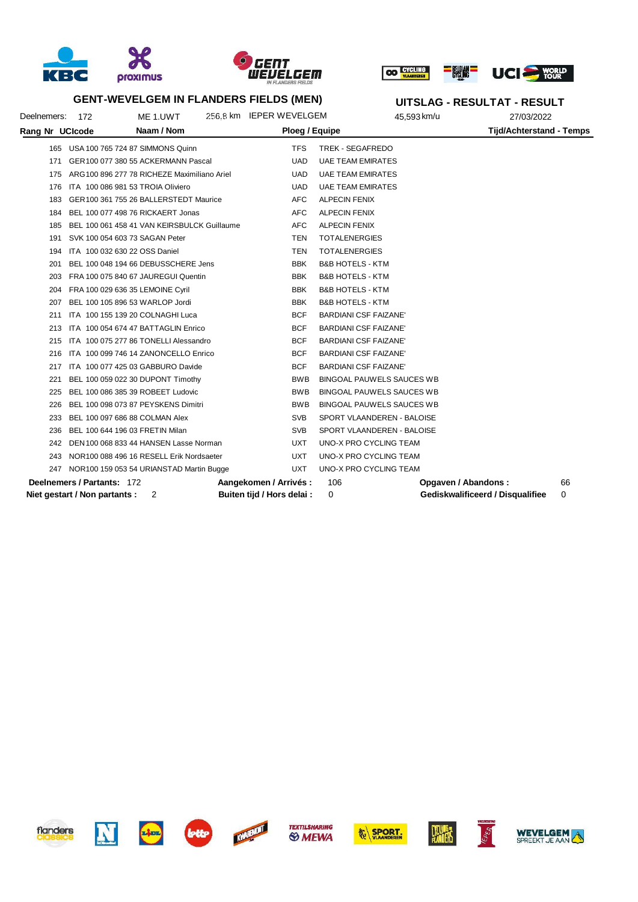## GENT-WEVELGEM IN FLANDERS FIELDS (MEN)

## UITSLAG - RESULTAT - RESULT

Deelnemers: 172 ME 1.UWT 256,8 km IEPER WEVELGEM 45,593 km/u 27/03/2022

| Rang | Nr | UCIcode | Naam / Nom | Ploeg / Equipe | | Tijd/Achterstand - Temps |
|---|---|---|---|---|---|---|
| | 165 | USA 100 765 724 87 | SIMMONS Quinn | TFS | TREK - SEGAFREDO | |
| | 171 | GER 100 077 380 55 | ACKERMANN Pascal | UAD | UAE TEAM EMIRATES | |
| | 175 | ARG 100 896 277 78 | RICHEZE Maximiliano Ariel | UAD | UAE TEAM EMIRATES | |
| | 176 | ITA 100 086 981 53 | TROIA Oliviero | UAD | UAE TEAM EMIRATES | |
| | 183 | GER 100 361 755 26 | BALLERSTEDT Maurice | AFC | ALPECIN FENIX | |
| | 184 | BEL 100 077 498 76 | RICKAERT Jonas | AFC | ALPECIN FENIX | |
| | 185 | BEL 100 061 458 41 | VAN KEIRSBULCK Guillaume | AFC | ALPECIN FENIX | |
| | 191 | SVK 100 054 603 73 | SAGAN Peter | TEN | TOTALENERGIES | |
| | 194 | ITA 100 032 630 22 | OSS Daniel | TEN | TOTALENERGIES | |
| | 201 | BEL 100 048 194 66 | DEBUSSCHERE Jens | BBK | B&B HOTELS - KTM | |
| | 203 | FRA 100 075 840 67 | JAUREGUI Quentin | BBK | B&B HOTELS - KTM | |
| | 204 | FRA 100 029 636 35 | LEMOINE Cyril | BBK | B&B HOTELS - KTM | |
| | 207 | BEL 100 105 896 53 | WARLOP Jordi | BBK | B&B HOTELS - KTM | |
| | 211 | ITA 100 155 139 20 | COLNAGHI Luca | BCF | BARDIANI CSF FAIZANE' | |
| | 213 | ITA 100 054 674 47 | BATTAGLIN Enrico | BCF | BARDIANI CSF FAIZANE' | |
| | 215 | ITA 100 075 277 86 | TONELLI Alessandro | BCF | BARDIANI CSF FAIZANE' | |
| | 216 | ITA 100 099 746 14 | ZANONCELLO Enrico | BCF | BARDIANI CSF FAIZANE' | |
| | 217 | ITA 100 077 425 03 | GABBURO Davide | BCF | BARDIANI CSF FAIZANE' | |
| | 221 | BEL 100 059 022 30 | DUPONT Timothy | BWB | BINGOAL PAUWELS SAUCES WB | |
| | 225 | BEL 100 086 385 39 | ROBEET Ludovic | BWB | BINGOAL PAUWELS SAUCES WB | |
| | 226 | BEL 100 098 073 87 | PEYSKENS Dimitri | BWB | BINGOAL PAUWELS SAUCES WB | |
| | 233 | BEL 100 097 686 88 | COLMAN Alex | SVB | SPORT VLAANDEREN - BALOISE | |
| | 236 | BEL 100 644 196 03 | FRETIN Milan | SVB | SPORT VLAANDEREN - BALOISE | |
| | 242 | DEN 100 068 833 44 | HANSEN Lasse Norman | UXT | UNO-X PRO CYCLING TEAM | |
| | 243 | NOR 100 088 496 16 | RESELL Erik Nordsaeter | UXT | UNO-X PRO CYCLING TEAM | |
| | 247 | NOR 100 159 053 54 | URIANSTAD Martin Bugge | UXT | UNO-X PRO CYCLING TEAM | |

**Deelnemers / Partants:** 172 **Aangekomen / Arrivés :** 106 **Opgaven / Abandons :** 66

**Niet gestart / Non partants :** 2 **Buiten tijd / Hors delai :** 0 **Gediskwalificeerd / Disqualifiee** 0